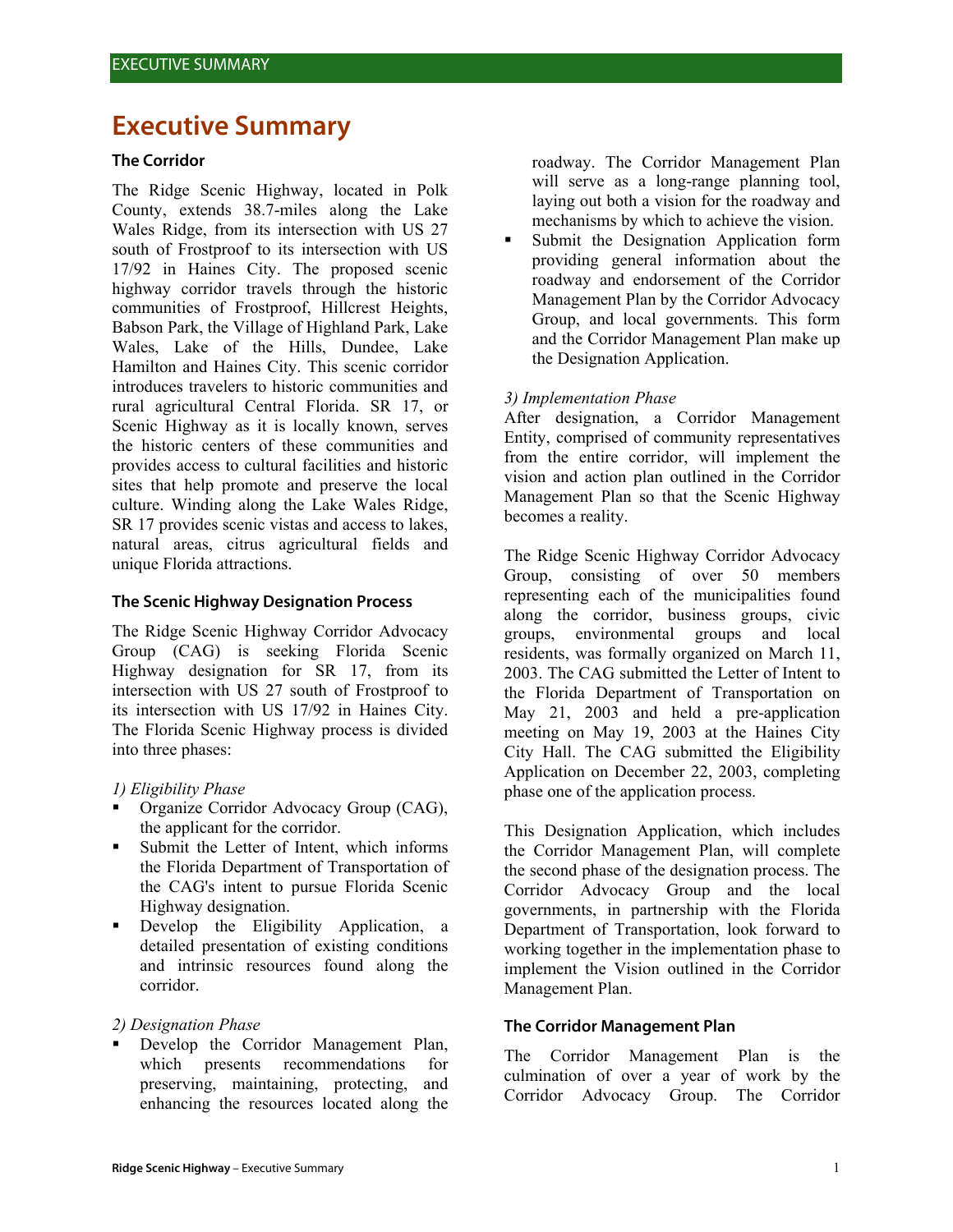# Executive Summary

### The Corridor

The Ridge Scenic Highway, located in Polk County, extends 38.7-miles along the Lake Wales Ridge, from its intersection with US 27 south of Frostproof to its intersection with US 17/92 in Haines City. The proposed scenic highway corridor travels through the historic communities of Frostproof, Hillcrest Heights, Babson Park, the Village of Highland Park, Lake Wales, Lake of the Hills, Dundee, Lake Hamilton and Haines City. This scenic corridor introduces travelers to historic communities and rural agricultural Central Florida. SR 17, or Scenic Highway as it is locally known, serves the historic centers of these communities and provides access to cultural facilities and historic sites that help promote and preserve the local culture. Winding along the Lake Wales Ridge, SR 17 provides scenic vistas and access to lakes, natural areas, citrus agricultural fields and unique Florida attractions.

### The Scenic Highway Designation Process

The Ridge Scenic Highway Corridor Advocacy Group (CAG) is seeking Florida Scenic Highway designation for SR 17, from its intersection with US 27 south of Frostproof to its intersection with US 17/92 in Haines City. The Florida Scenic Highway process is divided into three phases:

*1) Eligibility Phase*

- Organize Corridor Advocacy Group (CAG), the applicant for the corridor.
- Submit the Letter of Intent, which informs the Florida Department of Transportation of the CAG's intent to pursue Florida Scenic Highway designation.
- Develop the Eligibility Application, a detailed presentation of existing conditions and intrinsic resources found along the corridor.

*2) Designation Phase*

- Develop the Corridor Management Plan, which presents recommendations for preserving, maintaining, protecting, and enhancing the resources located along the roadway. The Corridor Management Plan will serve as a long-range planning tool, laying out both a vision for the roadway and mechanisms by which to achieve the vision.
- Submit the Designation Application form providing general information about the roadway and endorsement of the Corridor Management Plan by the Corridor Advocacy Group, and local governments. This form and the Corridor Management Plan make up the Designation Application.

*3) Implementation Phase*

After designation, a Corridor Management Entity, comprised of community representatives from the entire corridor, will implement the vision and action plan outlined in the Corridor Management Plan so that the Scenic Highway becomes a reality.

The Ridge Scenic Highway Corridor Advocacy Group, consisting of over 50 members representing each of the municipalities found along the corridor, business groups, civic groups, environmental groups and local residents, was formally organized on March 11, 2003. The CAG submitted the Letter of Intent to the Florida Department of Transportation on May 21, 2003 and held a pre-application meeting on May 19, 2003 at the Haines City City Hall. The CAG submitted the Eligibility Application on December 22, 2003, completing phase one of the application process.

This Designation Application, which includes the Corridor Management Plan, will complete the second phase of the designation process. The Corridor Advocacy Group and the local governments, in partnership with the Florida Department of Transportation, look forward to working together in the implementation phase to implement the Vision outlined in the Corridor Management Plan.

### The Corridor Management Plan

The Corridor Management Plan is the culmination of over a year of work by the Corridor Advocacy Group. The Corridor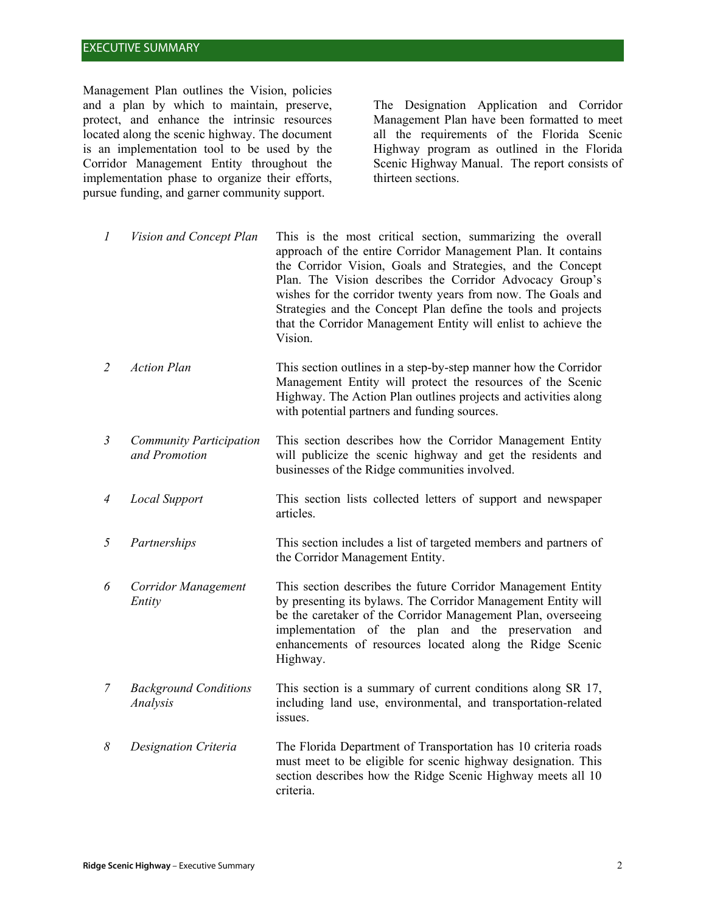Management Plan outlines the Vision, policies and a plan by which to maintain, preserve, protect, and enhance the intrinsic resources located along the scenic highway. The document is an implementation tool to be used by the Corridor Management Entity throughout the implementation phase to organize their efforts, pursue funding, and garner community support.

The Designation Application and Corridor Management Plan have been formatted to meet all the requirements of the Florida Scenic Highway program as outlined in the Florida Scenic Highway Manual. The report consists of thirteen sections.

| | | |
|---|---|---|
| *1* | *Vision and Concept Plan* | This is the most critical section, summarizing the overall approach of the entire Corridor Management Plan. It contains the Corridor Vision, Goals and Strategies, and the Concept Plan. The Vision describes the Corridor Advocacy Group's wishes for the corridor twenty years from now. The Goals and Strategies and the Concept Plan define the tools and projects that the Corridor Management Entity will enlist to achieve the Vision. |
| *2* | *Action Plan* | This section outlines in a step-by-step manner how the Corridor Management Entity will protect the resources of the Scenic Highway. The Action Plan outlines projects and activities along with potential partners and funding sources. |
| *3* | *Community Participation and Promotion* | This section describes how the Corridor Management Entity will publicize the scenic highway and get the residents and businesses of the Ridge communities involved. |
| *4* | *Local Support* | This section lists collected letters of support and newspaper articles. |
| *5* | *Partnerships* | This section includes a list of targeted members and partners of the Corridor Management Entity. |
| *6* | *Corridor Management Entity* | This section describes the future Corridor Management Entity by presenting its bylaws. The Corridor Management Entity will be the caretaker of the Corridor Management Plan, overseeing implementation of the plan and the preservation and enhancements of resources located along the Ridge Scenic Highway. |
| *7* | *Background Conditions Analysis* | This section is a summary of current conditions along SR 17, including land use, environmental, and transportation-related issues. |
| *8* | *Designation Criteria* | The Florida Department of Transportation has 10 criteria roads must meet to be eligible for scenic highway designation. This section describes how the Ridge Scenic Highway meets all 10 criteria. |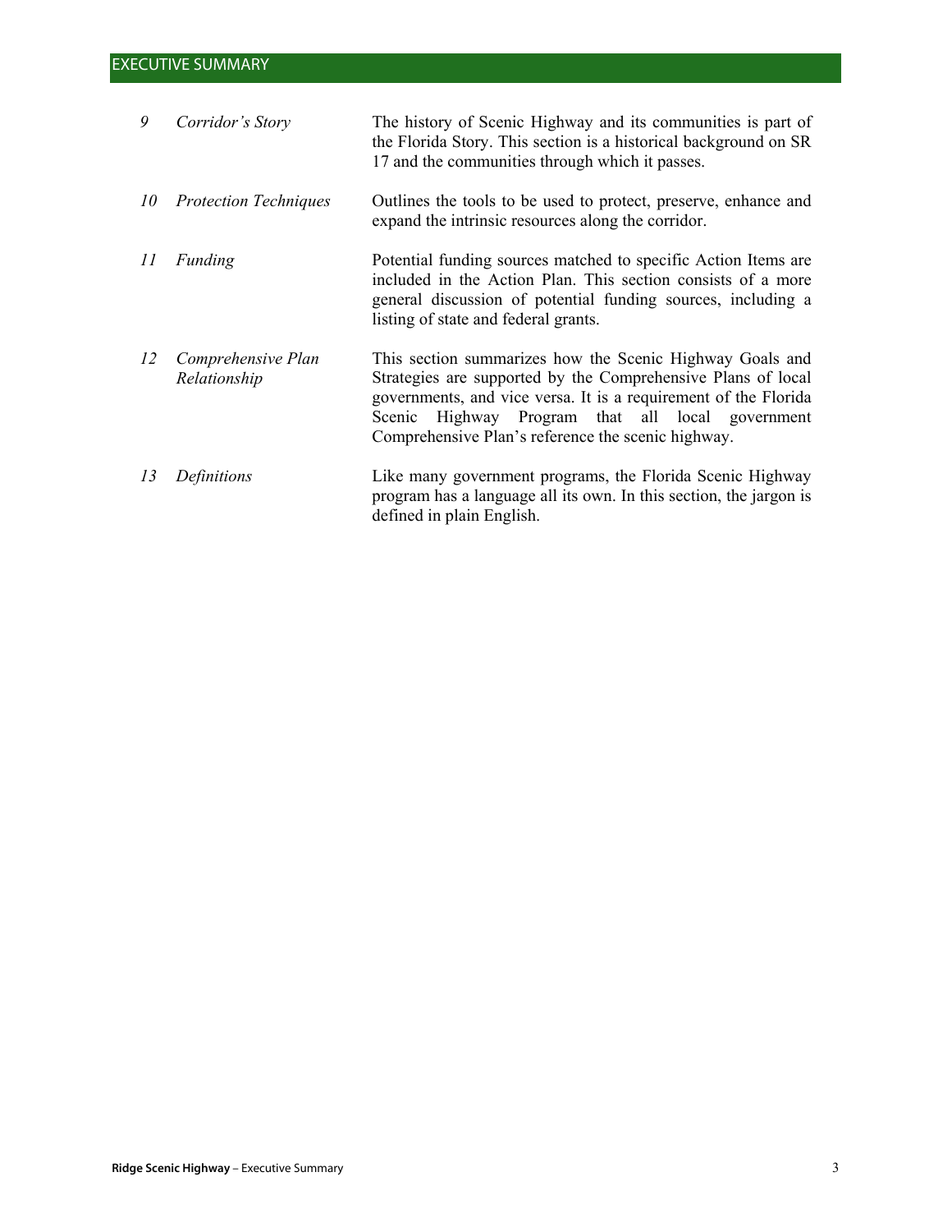| | | |
|---|---|---|
| *9* | *Corridor's Story* | The history of Scenic Highway and its communities is part of the Florida Story. This section is a historical background on SR 17 and the communities through which it passes. |
| *10* | *Protection Techniques* | Outlines the tools to be used to protect, preserve, enhance and expand the intrinsic resources along the corridor. |
| *11* | *Funding* | Potential funding sources matched to specific Action Items are included in the Action Plan. This section consists of a more general discussion of potential funding sources, including a listing of state and federal grants. |
| *12* | *Comprehensive Plan Relationship* | This section summarizes how the Scenic Highway Goals and Strategies are supported by the Comprehensive Plans of local governments, and vice versa. It is a requirement of the Florida Scenic Highway Program that all local government Comprehensive Plan's reference the scenic highway. |
| *13* | *Definitions* | Like many government programs, the Florida Scenic Highway program has a language all its own. In this section, the jargon is defined in plain English. |